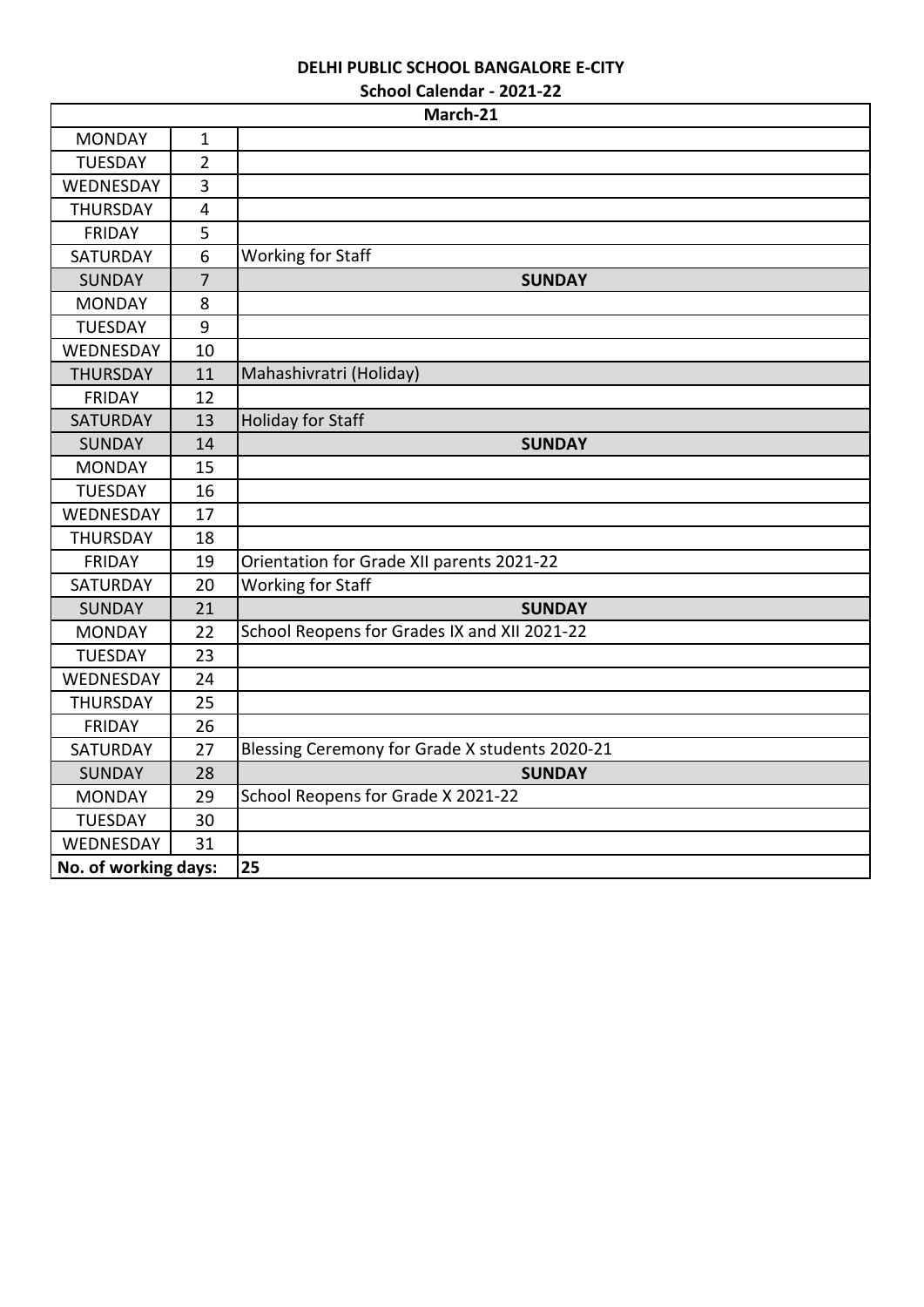**DELHI PUBLIC SCHOOL BANGALORE E-CITY**

**School Calendar - 2021-22**

| March-21 | | |
|---|---|---|
| MONDAY | 1 | |
| TUESDAY | 2 | |
| WEDNESDAY | 3 | |
| THURSDAY | 4 | |
| FRIDAY | 5 | |
| SATURDAY | 6 | Working for Staff |
| SUNDAY | 7 | **SUNDAY** |
| MONDAY | 8 | |
| TUESDAY | 9 | |
| WEDNESDAY | 10 | |
| THURSDAY | 11 | Mahashivratri (Holiday) |
| FRIDAY | 12 | |
| SATURDAY | 13 | Holiday for Staff |
| SUNDAY | 14 | **SUNDAY** |
| MONDAY | 15 | |
| TUESDAY | 16 | |
| WEDNESDAY | 17 | |
| THURSDAY | 18 | |
| FRIDAY | 19 | Orientation for Grade XII parents 2021-22 |
| SATURDAY | 20 | Working for Staff |
| SUNDAY | 21 | **SUNDAY** |
| MONDAY | 22 | School Reopens for Grades IX and XII 2021-22 |
| TUESDAY | 23 | |
| WEDNESDAY | 24 | |
| THURSDAY | 25 | |
| FRIDAY | 26 | |
| SATURDAY | 27 | Blessing Ceremony for Grade X students 2020-21 |
| SUNDAY | 28 | **SUNDAY** |
| MONDAY | 29 | School Reopens for Grade X 2021-22 |
| TUESDAY | 30 | |
| WEDNESDAY | 31 | |
| **No. of working days:** | | **25** |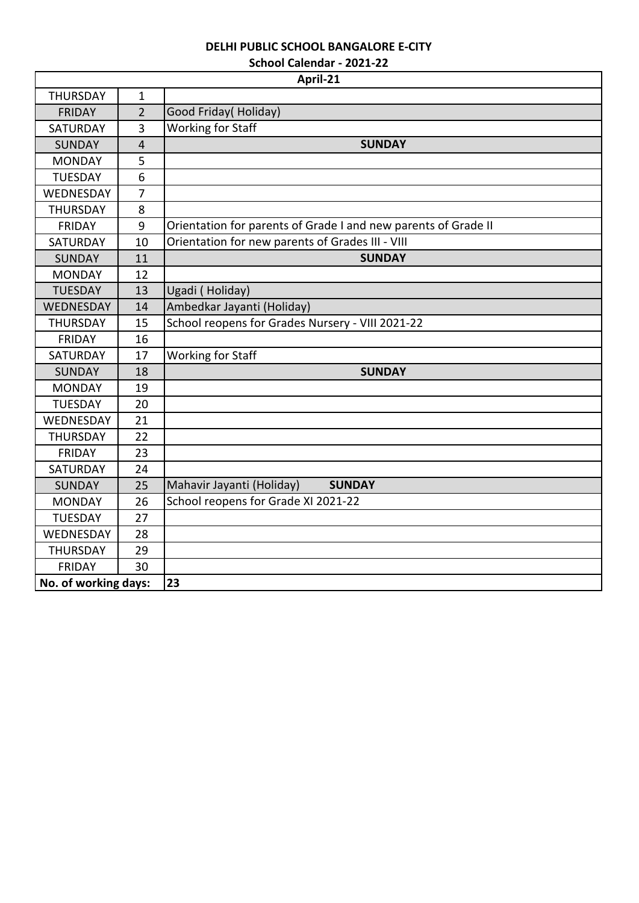**DELHI PUBLIC SCHOOL BANGALORE E-CITY**

**School Calendar - 2021-22**

| **April-21** | | |
|---|---|---|
| THURSDAY | 1 | |
| FRIDAY | 2 | Good Friday( Holiday) |
| SATURDAY | 3 | Working for Staff |
| SUNDAY | 4 | **SUNDAY** |
| MONDAY | 5 | |
| TUESDAY | 6 | |
| WEDNESDAY | 7 | |
| THURSDAY | 8 | |
| FRIDAY | 9 | Orientation for parents of Grade I and new parents of Grade II |
| SATURDAY | 10 | Orientation for new parents of Grades III - VIII |
| SUNDAY | 11 | **SUNDAY** |
| MONDAY | 12 | |
| TUESDAY | 13 | Ugadi ( Holiday) |
| WEDNESDAY | 14 | Ambedkar Jayanti (Holiday) |
| THURSDAY | 15 | School reopens for Grades Nursery - VIII 2021-22 |
| FRIDAY | 16 | |
| SATURDAY | 17 | Working for Staff |
| SUNDAY | 18 | **SUNDAY** |
| MONDAY | 19 | |
| TUESDAY | 20 | |
| WEDNESDAY | 21 | |
| THURSDAY | 22 | |
| FRIDAY | 23 | |
| SATURDAY | 24 | |
| SUNDAY | 25 | Mahavir Jayanti (Holiday) **SUNDAY** |
| MONDAY | 26 | School reopens for Grade XI 2021-22 |
| TUESDAY | 27 | |
| WEDNESDAY | 28 | |
| THURSDAY | 29 | |
| FRIDAY | 30 | |
| **No. of working days:** | | **23** |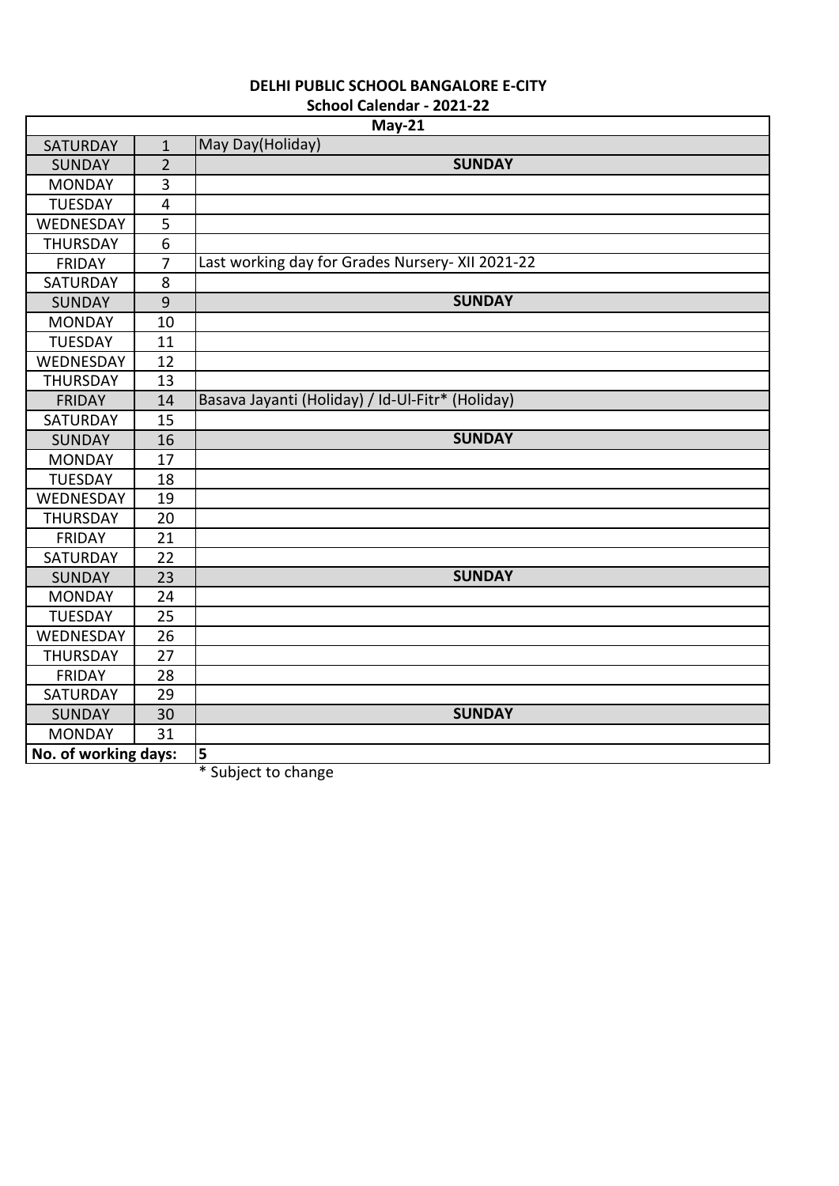**DELHI PUBLIC SCHOOL BANGALORE E-CITY**

**School Calendar - 2021-22**

| May-21 | | |
|---|---|---|
| SATURDAY | 1 | May Day(Holiday) |
| SUNDAY | 2 | **SUNDAY** |
| MONDAY | 3 | |
| TUESDAY | 4 | |
| WEDNESDAY | 5 | |
| THURSDAY | 6 | |
| FRIDAY | 7 | Last working day for Grades Nursery- XII 2021-22 |
| SATURDAY | 8 | |
| SUNDAY | 9 | **SUNDAY** |
| MONDAY | 10 | |
| TUESDAY | 11 | |
| WEDNESDAY | 12 | |
| THURSDAY | 13 | |
| FRIDAY | 14 | Basava Jayanti (Holiday) / Id-Ul-Fitr* (Holiday) |
| SATURDAY | 15 | |
| SUNDAY | 16 | **SUNDAY** |
| MONDAY | 17 | |
| TUESDAY | 18 | |
| WEDNESDAY | 19 | |
| THURSDAY | 20 | |
| FRIDAY | 21 | |
| SATURDAY | 22 | |
| SUNDAY | 23 | **SUNDAY** |
| MONDAY | 24 | |
| TUESDAY | 25 | |
| WEDNESDAY | 26 | |
| THURSDAY | 27 | |
| FRIDAY | 28 | |
| SATURDAY | 29 | |
| SUNDAY | 30 | **SUNDAY** |
| MONDAY | 31 | |
| **No. of working days:** | | **5** |

* Subject to change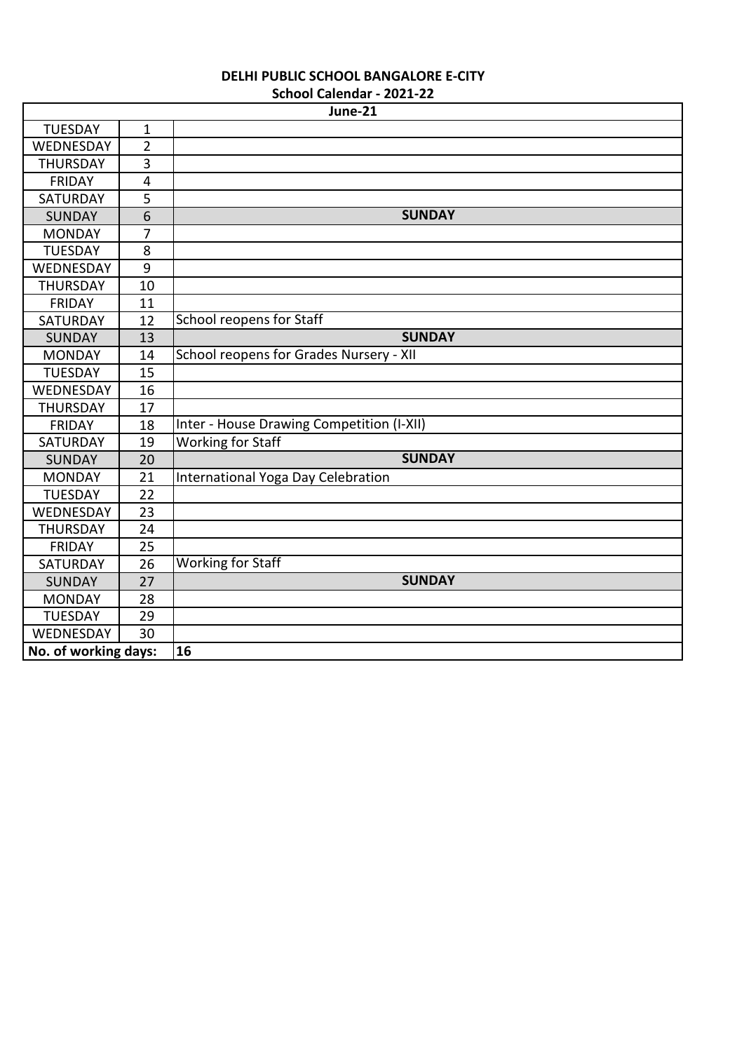**DELHI PUBLIC SCHOOL BANGALORE E-CITY**

**School Calendar - 2021-22**

| June-21 | | |
|---|---|---|
| TUESDAY | 1 | |
| WEDNESDAY | 2 | |
| THURSDAY | 3 | |
| FRIDAY | 4 | |
| SATURDAY | 5 | |
| SUNDAY | 6 | **SUNDAY** |
| MONDAY | 7 | |
| TUESDAY | 8 | |
| WEDNESDAY | 9 | |
| THURSDAY | 10 | |
| FRIDAY | 11 | |
| SATURDAY | 12 | School reopens for Staff |
| SUNDAY | 13 | **SUNDAY** |
| MONDAY | 14 | School reopens for Grades Nursery - XII |
| TUESDAY | 15 | |
| WEDNESDAY | 16 | |
| THURSDAY | 17 | |
| FRIDAY | 18 | Inter - House Drawing Competition (I-XII) |
| SATURDAY | 19 | Working for Staff |
| SUNDAY | 20 | **SUNDAY** |
| MONDAY | 21 | International Yoga Day Celebration |
| TUESDAY | 22 | |
| WEDNESDAY | 23 | |
| THURSDAY | 24 | |
| FRIDAY | 25 | |
| SATURDAY | 26 | Working for Staff |
| SUNDAY | 27 | **SUNDAY** |
| MONDAY | 28 | |
| TUESDAY | 29 | |
| WEDNESDAY | 30 | |
| **No. of working days:** | | **16** |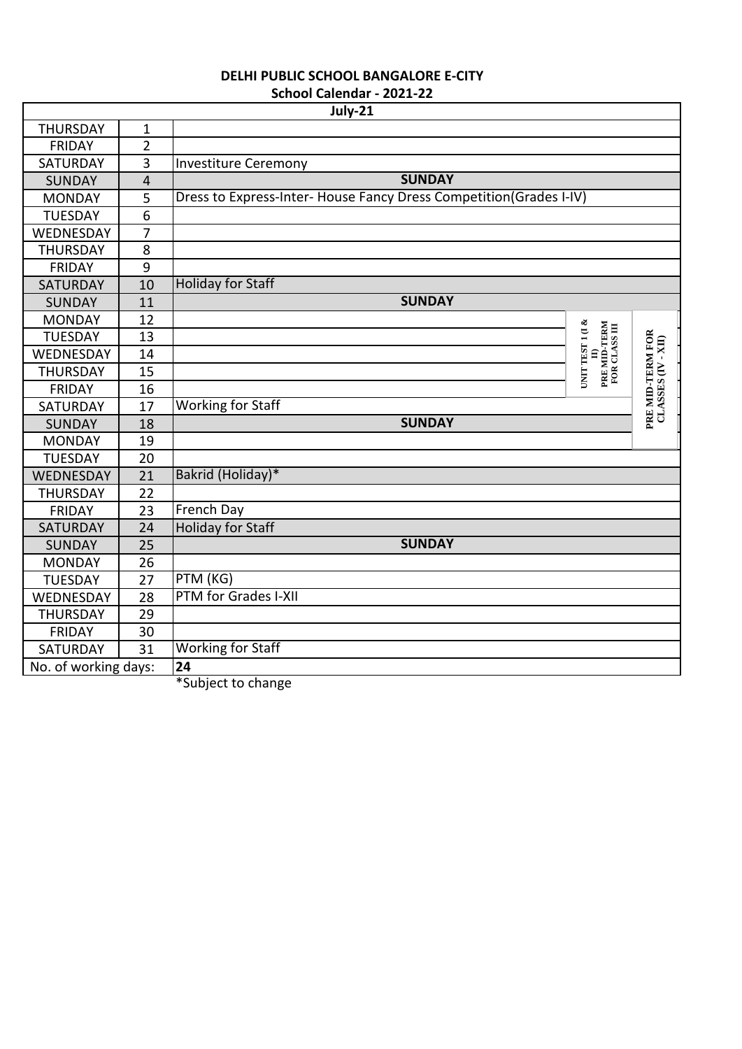**DELHI PUBLIC SCHOOL BANGALORE E-CITY**

**School Calendar - 2021-22**

| July-21 | | | | |
|---|---|---|---|---|
| THURSDAY | 1 | | | |
| FRIDAY | 2 | | | |
| SATURDAY | 3 | Investiture Ceremony | | |
| SUNDAY | 4 | **SUNDAY** | | |
| MONDAY | 5 | Dress to Express-Inter- House Fancy Dress Competition(Grades I-IV) | | |
| TUESDAY | 6 | | | |
| WEDNESDAY | 7 | | | |
| THURSDAY | 8 | | | |
| FRIDAY | 9 | | | |
| SATURDAY | 10 | Holiday for Staff | | |
| SUNDAY | 11 | **SUNDAY** | | |
| MONDAY | 12 | | UNIT TEST 1 (I & II) PRE MID-TERM FOR CLASS III | PRE MID-TERM FOR CLASSES (IV - XII) |
| TUESDAY | 13 | | | |
| WEDNESDAY | 14 | | | |
| THURSDAY | 15 | | | |
| FRIDAY | 16 | | | |
| SATURDAY | 17 | Working for Staff | | |
| SUNDAY | 18 | **SUNDAY** | | |
| MONDAY | 19 | | | |
| TUESDAY | 20 | | | |
| WEDNESDAY | 21 | Bakrid (Holiday)* | | |
| THURSDAY | 22 | | | |
| FRIDAY | 23 | French Day | | |
| SATURDAY | 24 | Holiday for Staff | | |
| SUNDAY | 25 | **SUNDAY** | | |
| MONDAY | 26 | | | |
| TUESDAY | 27 | PTM (KG) | | |
| WEDNESDAY | 28 | PTM for Grades I-XII | | |
| THURSDAY | 29 | | | |
| FRIDAY | 30 | | | |
| SATURDAY | 31 | Working for Staff | | |
| No. of working days: | | **24** | | |

*Subject to change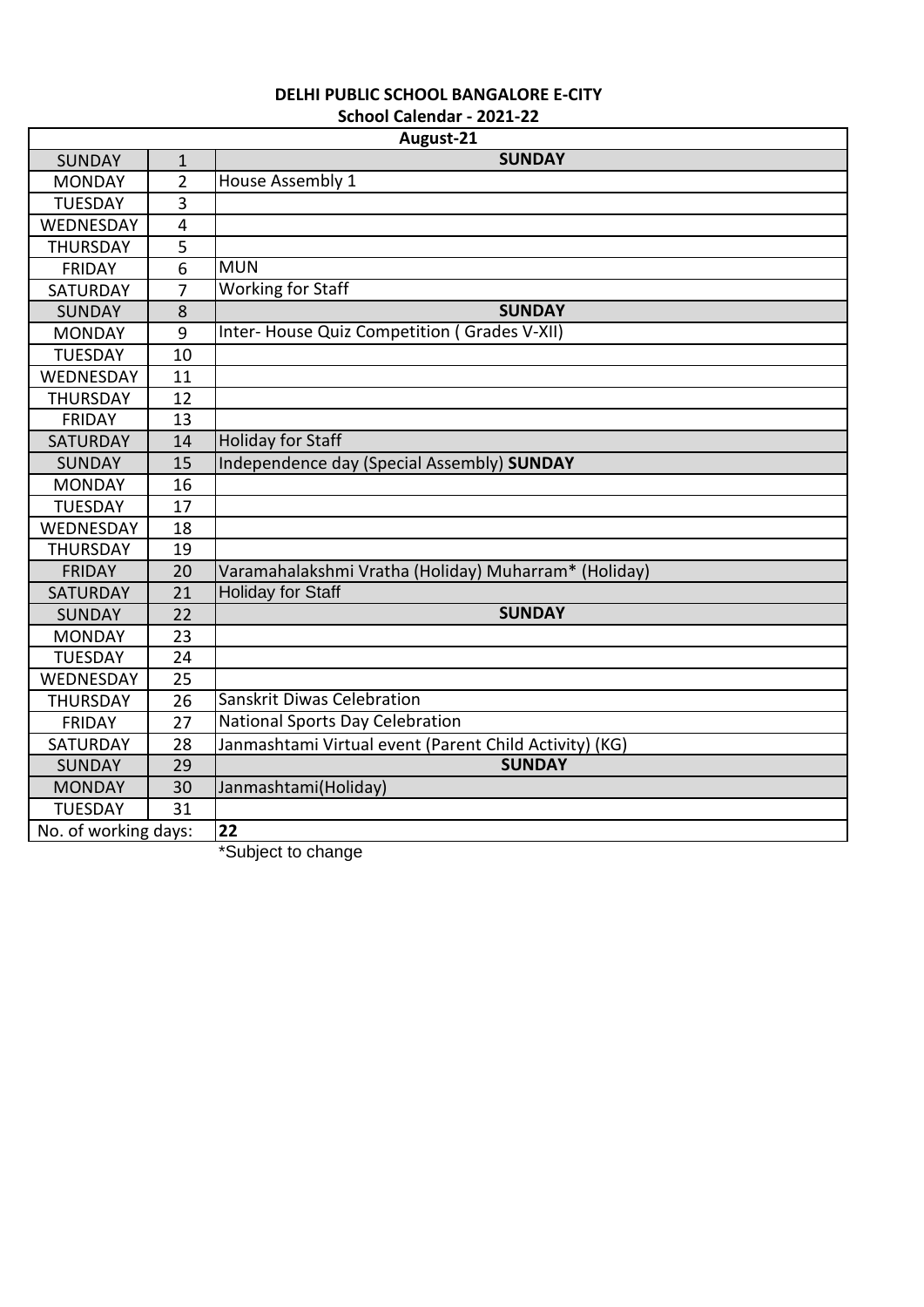**DELHI PUBLIC SCHOOL BANGALORE E-CITY**

**School Calendar - 2021-22**

| **August-21** | | |
|---|---|---|
| SUNDAY | 1 | **SUNDAY** |
| MONDAY | 2 | House Assembly 1 |
| TUESDAY | 3 | |
| WEDNESDAY | 4 | |
| THURSDAY | 5 | |
| FRIDAY | 6 | MUN |
| SATURDAY | 7 | Working for Staff |
| SUNDAY | 8 | **SUNDAY** |
| MONDAY | 9 | Inter- House Quiz Competition ( Grades V-XII) |
| TUESDAY | 10 | |
| WEDNESDAY | 11 | |
| THURSDAY | 12 | |
| FRIDAY | 13 | |
| SATURDAY | 14 | Holiday for Staff |
| SUNDAY | 15 | Independence day (Special Assembly) **SUNDAY** |
| MONDAY | 16 | |
| TUESDAY | 17 | |
| WEDNESDAY | 18 | |
| THURSDAY | 19 | |
| FRIDAY | 20 | Varamahalakshmi Vratha (Holiday) Muharram* (Holiday) |
| SATURDAY | 21 | Holiday for Staff |
| SUNDAY | 22 | **SUNDAY** |
| MONDAY | 23 | |
| TUESDAY | 24 | |
| WEDNESDAY | 25 | |
| THURSDAY | 26 | Sanskrit Diwas Celebration |
| FRIDAY | 27 | National Sports Day Celebration |
| SATURDAY | 28 | Janmashtami Virtual event (Parent Child Activity) (KG) |
| SUNDAY | 29 | **SUNDAY** |
| MONDAY | 30 | Janmashtami(Holiday) |
| TUESDAY | 31 | |
| No. of working days: | | **22** |

*Subject to change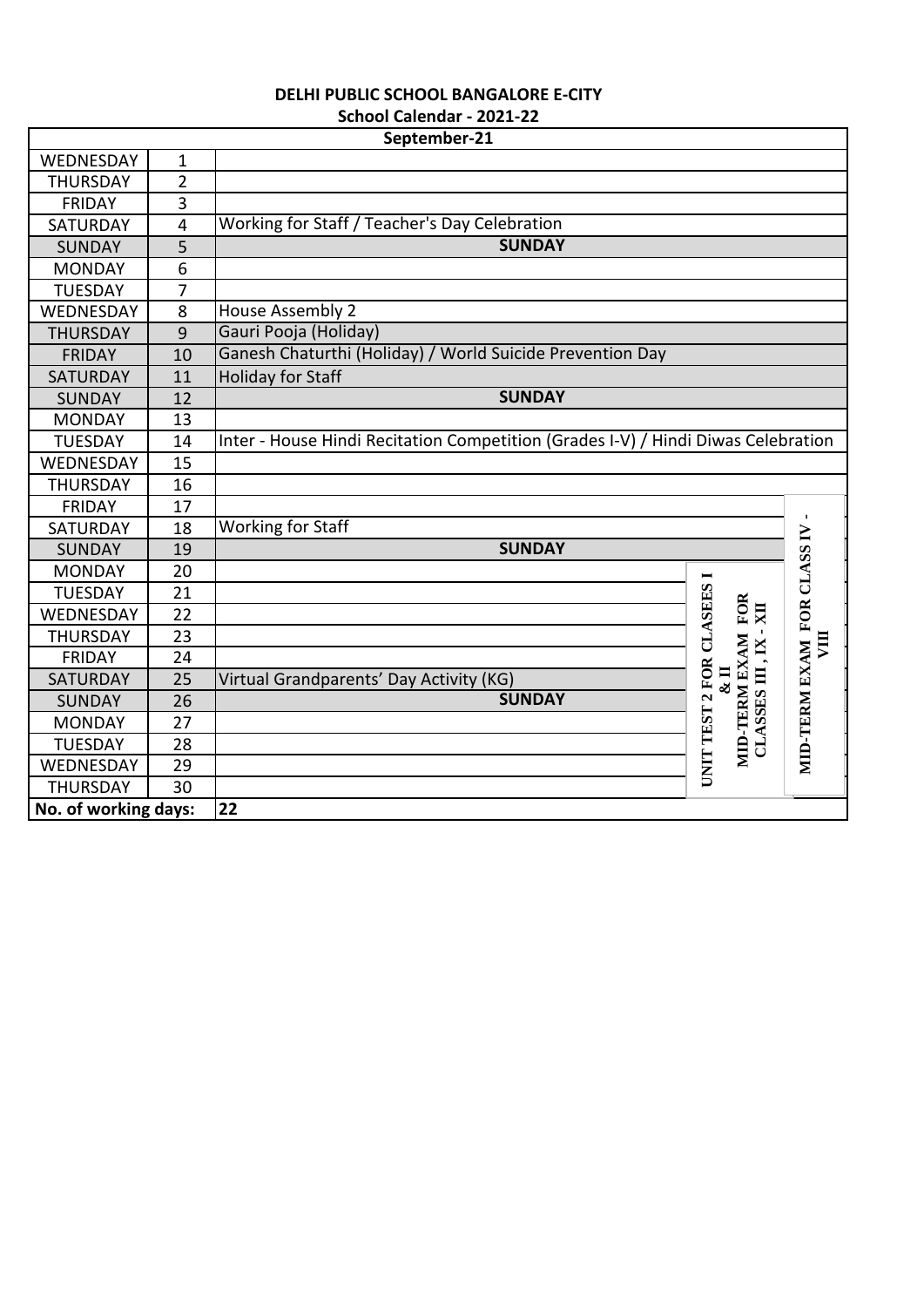**DELHI PUBLIC SCHOOL BANGALORE E-CITY**

**School Calendar - 2021-22**

| September-21 | | | | |
|---|---|---|---|---|
| WEDNESDAY | 1 | | | |
| THURSDAY | 2 | | | |
| FRIDAY | 3 | | | |
| SATURDAY | 4 | Working for Staff / Teacher's Day Celebration | | |
| SUNDAY | 5 | **SUNDAY** | | |
| MONDAY | 6 | | | |
| TUESDAY | 7 | | | |
| WEDNESDAY | 8 | House Assembly 2 | | |
| THURSDAY | 9 | Gauri Pooja (Holiday) | | |
| FRIDAY | 10 | Ganesh Chaturthi (Holiday) / World Suicide Prevention Day | | |
| SATURDAY | 11 | Holiday for Staff | | |
| SUNDAY | 12 | **SUNDAY** | | |
| MONDAY | 13 | | | |
| TUESDAY | 14 | Inter - House Hindi Recitation Competition (Grades I-V) / Hindi Diwas Celebration | | |
| WEDNESDAY | 15 | | | |
| THURSDAY | 16 | | | |
| FRIDAY | 17 | | | **MID-TERM EXAM FOR CLASS IV - VIII** |
| SATURDAY | 18 | Working for Staff | | |
| SUNDAY | 19 | **SUNDAY** | | |
| MONDAY | 20 | | **UNIT TEST 2 FOR CLASEES I & II** / **MID-TERM EXAM FOR CLASSES III , IX - XII** | |
| TUESDAY | 21 | | | |
| WEDNESDAY | 22 | | | |
| THURSDAY | 23 | | | |
| FRIDAY | 24 | | | |
| SATURDAY | 25 | Virtual Grandparents' Day Activity (KG) | | |
| SUNDAY | 26 | **SUNDAY** | | |
| MONDAY | 27 | | | |
| TUESDAY | 28 | | | |
| WEDNESDAY | 29 | | | |
| THURSDAY | 30 | | | |
| **No. of working days:** | | **22** | | |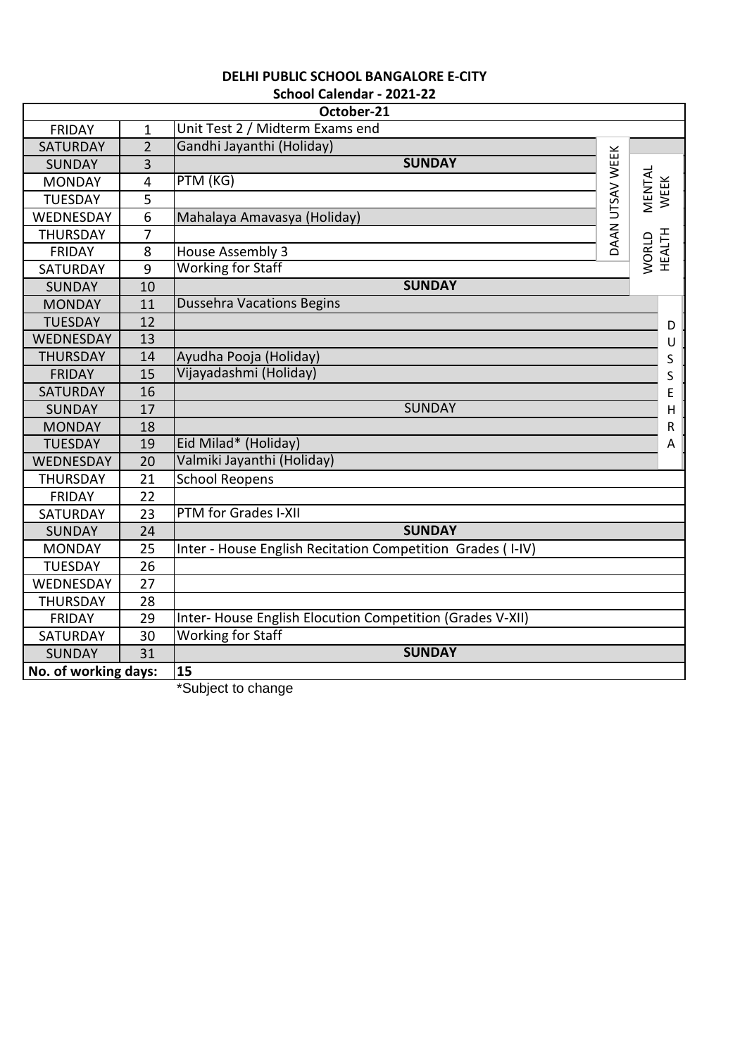**DELHI PUBLIC SCHOOL BANGALORE E-CITY**

**School Calendar - 2021-22**

| October-21 | | | |
|---|---|---|---|
| FRIDAY | 1 | Unit Test 2 / Midterm Exams end | |
| SATURDAY | 2 | Gandhi Jayanthi (Holiday) | DAAN UTSAV WEEK |
| SUNDAY | 3 | **SUNDAY** | DAAN UTSAV WEEK / WORLD MENTAL HEALTH WEEK |
| MONDAY | 4 | PTM (KG) | DAAN UTSAV WEEK / WORLD MENTAL HEALTH WEEK |
| TUESDAY | 5 | | DAAN UTSAV WEEK / WORLD MENTAL HEALTH WEEK |
| WEDNESDAY | 6 | Mahalaya Amavasya (Holiday) | DAAN UTSAV WEEK / WORLD MENTAL HEALTH WEEK |
| THURSDAY | 7 | | DAAN UTSAV WEEK / WORLD MENTAL HEALTH WEEK |
| FRIDAY | 8 | House Assembly 3 | DAAN UTSAV WEEK / WORLD MENTAL HEALTH WEEK |
| SATURDAY | 9 | Working for Staff | WORLD MENTAL HEALTH WEEK |
| SUNDAY | 10 | **SUNDAY** | |
| MONDAY | 11 | Dussehra Vacations Begins | DUSSEHRA |
| TUESDAY | 12 | | DUSSEHRA |
| WEDNESDAY | 13 | | DUSSEHRA |
| THURSDAY | 14 | Ayudha Pooja (Holiday) | DUSSEHRA |
| FRIDAY | 15 | Vijayadashmi (Holiday) | DUSSEHRA |
| SATURDAY | 16 | | DUSSEHRA |
| SUNDAY | 17 | SUNDAY | DUSSEHRA |
| MONDAY | 18 | | DUSSEHRA |
| TUESDAY | 19 | Eid Milad* (Holiday) | DUSSEHRA |
| WEDNESDAY | 20 | Valmiki Jayanthi (Holiday) | DUSSEHRA |
| THURSDAY | 21 | School Reopens | |
| FRIDAY | 22 | | |
| SATURDAY | 23 | PTM for Grades I-XII | |
| SUNDAY | 24 | **SUNDAY** | |
| MONDAY | 25 | Inter - House English Recitation Competition Grades ( I-IV) | |
| TUESDAY | 26 | | |
| WEDNESDAY | 27 | | |
| THURSDAY | 28 | | |
| FRIDAY | 29 | Inter- House English Elocution Competition (Grades V-XII) | |
| SATURDAY | 30 | Working for Staff | |
| SUNDAY | 31 | **SUNDAY** | |
| **No. of working days:** | | **15** | |

*Subject to change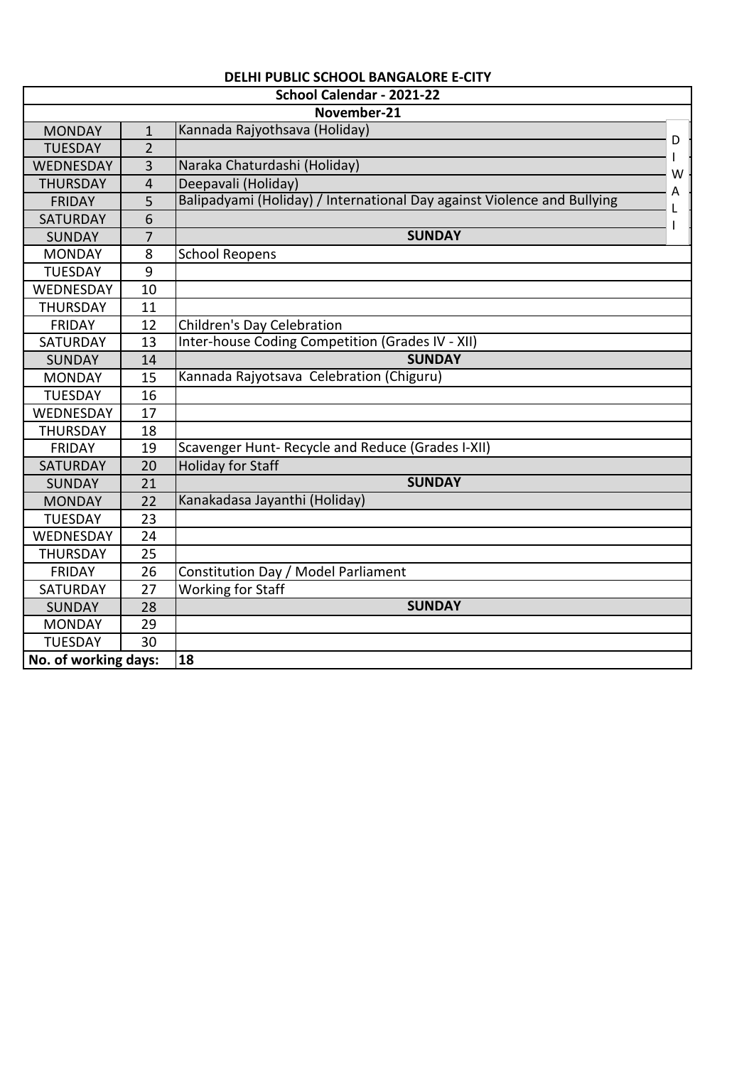**DELHI PUBLIC SCHOOL BANGALORE E-CITY**

| School Calendar - 2021-22 | | | |
|---|---|---|---|
| **November-21** | | | |
| MONDAY | 1 | Kannada Rajyothsava (Holiday) | DIWALI |
| TUESDAY | 2 | | |
| WEDNESDAY | 3 | Naraka Chaturdashi (Holiday) | |
| THURSDAY | 4 | Deepavali (Holiday) | |
| FRIDAY | 5 | Balipadyami (Holiday) / International Day against Violence and Bullying | |
| SATURDAY | 6 | | |
| SUNDAY | 7 | **SUNDAY** | |
| MONDAY | 8 | School Reopens | |
| TUESDAY | 9 | | |
| WEDNESDAY | 10 | | |
| THURSDAY | 11 | | |
| FRIDAY | 12 | Children's Day Celebration | |
| SATURDAY | 13 | Inter-house Coding Competition (Grades IV - XII) | |
| SUNDAY | 14 | **SUNDAY** | |
| MONDAY | 15 | Kannada Rajyotsava Celebration (Chiguru) | |
| TUESDAY | 16 | | |
| WEDNESDAY | 17 | | |
| THURSDAY | 18 | | |
| FRIDAY | 19 | Scavenger Hunt- Recycle and Reduce (Grades I-XII) | |
| SATURDAY | 20 | Holiday for Staff | |
| SUNDAY | 21 | **SUNDAY** | |
| MONDAY | 22 | Kanakadasa Jayanthi (Holiday) | |
| TUESDAY | 23 | | |
| WEDNESDAY | 24 | | |
| THURSDAY | 25 | | |
| FRIDAY | 26 | Constitution Day / Model Parliament | |
| SATURDAY | 27 | Working for Staff | |
| SUNDAY | 28 | **SUNDAY** | |
| MONDAY | 29 | | |
| TUESDAY | 30 | | |
| **No. of working days:** | | **18** | |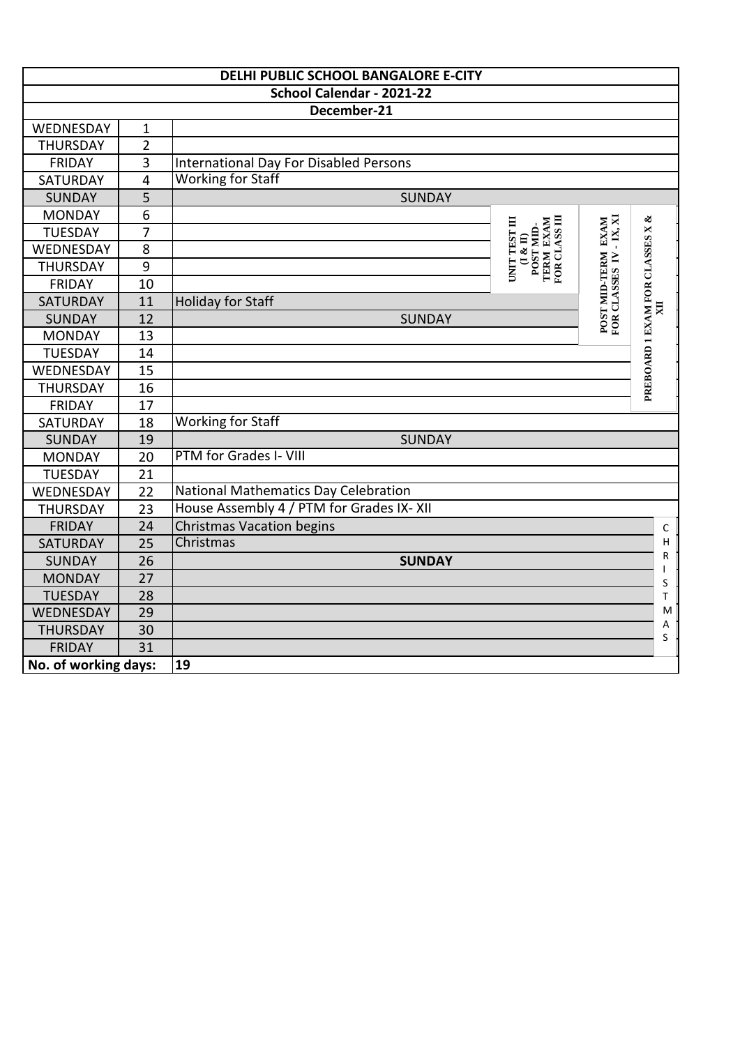| DELHI PUBLIC SCHOOL BANGALORE E-CITY | | | | | |
|---|---|---|---|---|---|
| School Calendar - 2021-22 | | | | | |
| December-21 | | | | | |
| WEDNESDAY | 1 | | | | |
| THURSDAY | 2 | | | | |
| FRIDAY | 3 | International Day For Disabled Persons | | | |
| SATURDAY | 4 | Working for Staff | | | |
| SUNDAY | 5 | SUNDAY | | | |
| MONDAY | 6 | | UNIT TEST III (I & II) POST MID-TERM EXAM FOR CLASS III | POST MID-TERM EXAM FOR CLASSES IV - IX, XI | PREBOARD 1 EXAM FOR CLASSES X & XII |
| TUESDAY | 7 | | | | |
| WEDNESDAY | 8 | | | | |
| THURSDAY | 9 | | | | |
| FRIDAY | 10 | | | | |
| SATURDAY | 11 | Holiday for Staff | | | |
| SUNDAY | 12 | SUNDAY | | | |
| MONDAY | 13 | | | | |
| TUESDAY | 14 | | | | |
| WEDNESDAY | 15 | | | | |
| THURSDAY | 16 | | | | |
| FRIDAY | 17 | | | | |
| SATURDAY | 18 | Working for Staff | | | |
| SUNDAY | 19 | SUNDAY | | | |
| MONDAY | 20 | PTM for Grades I- VIII | | | |
| TUESDAY | 21 | | | | |
| WEDNESDAY | 22 | National Mathematics Day Celebration | | | |
| THURSDAY | 23 | House Assembly 4 / PTM for Grades IX- XII | | | |
| FRIDAY | 24 | Christmas Vacation begins | | | CHRISTMAS |
| SATURDAY | 25 | Christmas | | | |
| SUNDAY | 26 | **SUNDAY** | | | |
| MONDAY | 27 | | | | |
| TUESDAY | 28 | | | | |
| WEDNESDAY | 29 | | | | |
| THURSDAY | 30 | | | | |
| FRIDAY | 31 | | | | |
| **No. of working days:** | | **19** | | | |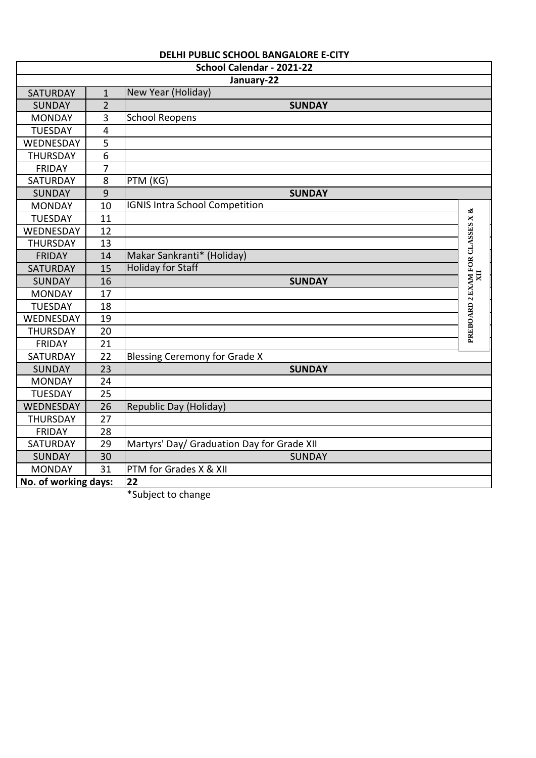**DELHI PUBLIC SCHOOL BANGALORE E-CITY**

| School Calendar - 2021-22 | | | |
|---|---|---|---|
| **January-22** | | | |
| SATURDAY | 1 | New Year (Holiday) | |
| SUNDAY | 2 | **SUNDAY** | |
| MONDAY | 3 | School Reopens | |
| TUESDAY | 4 | | |
| WEDNESDAY | 5 | | |
| THURSDAY | 6 | | |
| FRIDAY | 7 | | |
| SATURDAY | 8 | PTM (KG) | |
| SUNDAY | 9 | **SUNDAY** | |
| MONDAY | 10 | IGNIS Intra School Competition | **PREBOARD 2 EXAM FOR CLASSES X & XII** |
| TUESDAY | 11 | | |
| WEDNESDAY | 12 | | |
| THURSDAY | 13 | | |
| FRIDAY | 14 | Makar Sankranti* (Holiday) | |
| SATURDAY | 15 | Holiday for Staff | |
| SUNDAY | 16 | **SUNDAY** | |
| MONDAY | 17 | | |
| TUESDAY | 18 | | |
| WEDNESDAY | 19 | | |
| THURSDAY | 20 | | |
| FRIDAY | 21 | | |
| SATURDAY | 22 | Blessing Ceremony for Grade X | |
| SUNDAY | 23 | **SUNDAY** | |
| MONDAY | 24 | | |
| TUESDAY | 25 | | |
| WEDNESDAY | 26 | Republic Day (Holiday) | |
| THURSDAY | 27 | | |
| FRIDAY | 28 | | |
| SATURDAY | 29 | Martyrs' Day/ Graduation Day for Grade XII | |
| SUNDAY | 30 | SUNDAY | |
| MONDAY | 31 | PTM for Grades X & XII | |
| **No. of working days:** | | **22** | |

*Subject to change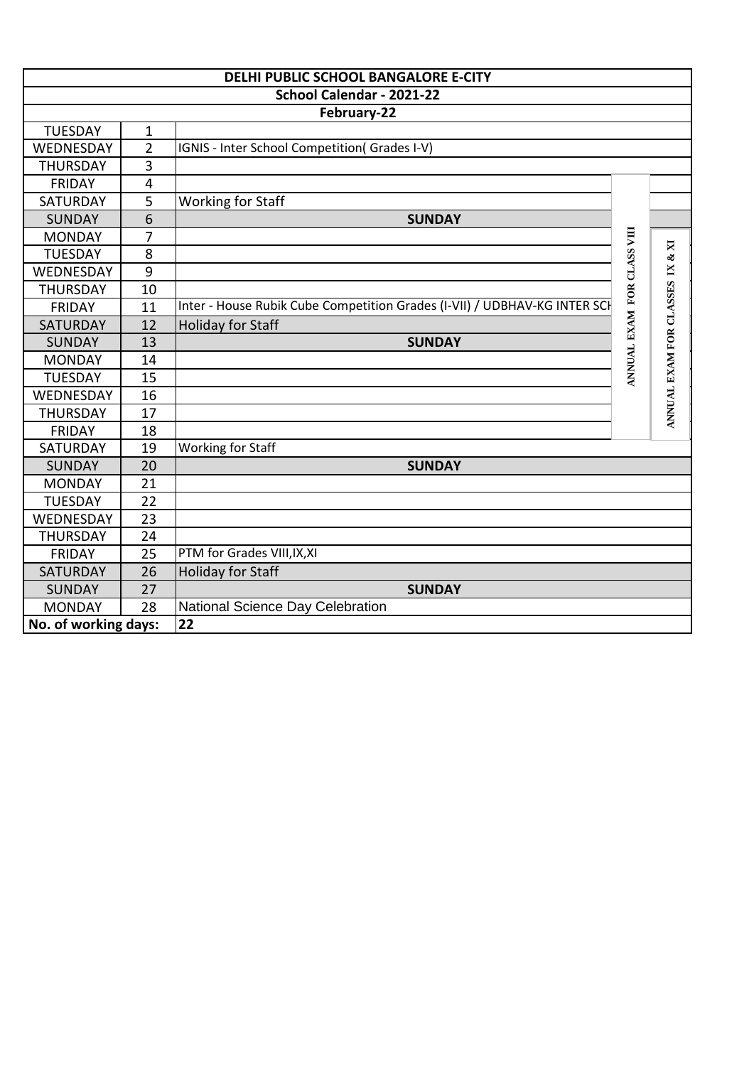| DELHI PUBLIC SCHOOL BANGALORE E-CITY | | | | |
|---|---|---|---|---|
| School Calendar - 2021-22 | | | | |
| February-22 | | | | |
| TUESDAY | 1 | | | |
| WEDNESDAY | 2 | IGNIS - Inter School Competition( Grades I-V) | | |
| THURSDAY | 3 | | | |
| FRIDAY | 4 | | ANNUAL EXAM FOR CLASS VIII | |
| SATURDAY | 5 | Working for Staff | | |
| SUNDAY | 6 | **SUNDAY** | | |
| MONDAY | 7 | | | ANNUAL EXAM FOR CLASSES IX & XI |
| TUESDAY | 8 | | | |
| WEDNESDAY | 9 | | | |
| THURSDAY | 10 | | | |
| FRIDAY | 11 | Inter - House Rubik Cube Competition Grades (I-VII) / UDBHAV-KG INTER SCH | | |
| SATURDAY | 12 | Holiday for Staff | | |
| SUNDAY | 13 | **SUNDAY** | | |
| MONDAY | 14 | | | |
| TUESDAY | 15 | | | |
| WEDNESDAY | 16 | | | |
| THURSDAY | 17 | | | |
| FRIDAY | 18 | | | |
| SATURDAY | 19 | Working for Staff | | |
| SUNDAY | 20 | **SUNDAY** | | |
| MONDAY | 21 | | | |
| TUESDAY | 22 | | | |
| WEDNESDAY | 23 | | | |
| THURSDAY | 24 | | | |
| FRIDAY | 25 | PTM for Grades VIII,IX,XI | | |
| SATURDAY | 26 | Holiday for Staff | | |
| SUNDAY | 27 | **SUNDAY** | | |
| MONDAY | 28 | National Science Day Celebration | | |
| **No. of working days:** | | **22** | | |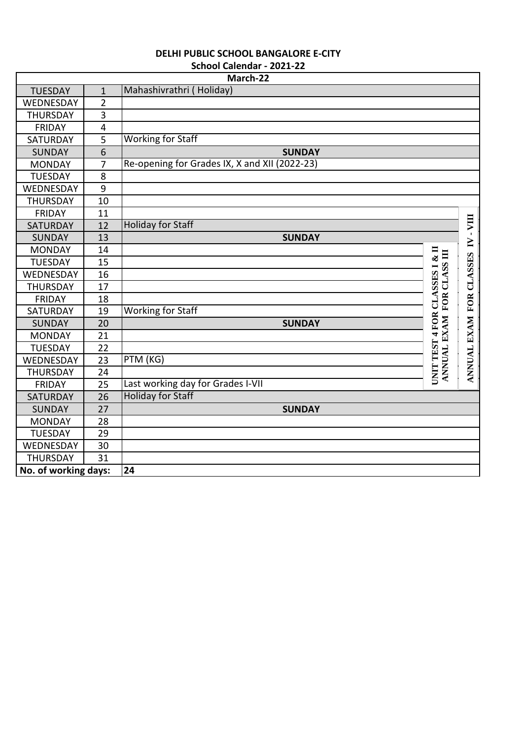**DELHI PUBLIC SCHOOL BANGALORE E-CITY**

**School Calendar - 2021-22**

| March-22 | | | | |
|---|---|---|---|---|
| TUESDAY | 1 | Mahashivrathri ( Holiday) | | |
| WEDNESDAY | 2 | | | |
| THURSDAY | 3 | | | |
| FRIDAY | 4 | | | |
| SATURDAY | 5 | Working for Staff | | |
| SUNDAY | 6 | **SUNDAY** | | |
| MONDAY | 7 | Re-opening for Grades IX, X and XII (2022-23) | | |
| TUESDAY | 8 | | | |
| WEDNESDAY | 9 | | | |
| THURSDAY | 10 | | | |
| FRIDAY | 11 | | | ANNUAL EXAM FOR CLASSES IV - VIII |
| SATURDAY | 12 | Holiday for Staff | | |
| SUNDAY | 13 | **SUNDAY** | | |
| MONDAY | 14 | | UNIT TEST 4 FOR CLASSES I & II ANNUAL EXAM FOR CLASS III | |
| TUESDAY | 15 | | | |
| WEDNESDAY | 16 | | | |
| THURSDAY | 17 | | | |
| FRIDAY | 18 | | | |
| SATURDAY | 19 | Working for Staff | | |
| SUNDAY | 20 | **SUNDAY** | | |
| MONDAY | 21 | | | |
| TUESDAY | 22 | | | |
| WEDNESDAY | 23 | PTM (KG) | | |
| THURSDAY | 24 | | | |
| FRIDAY | 25 | Last working day for Grades I-VII | | |
| SATURDAY | 26 | Holiday for Staff | | |
| SUNDAY | 27 | **SUNDAY** | | |
| MONDAY | 28 | | | |
| TUESDAY | 29 | | | |
| WEDNESDAY | 30 | | | |
| THURSDAY | 31 | | | |
| **No. of working days:** | | **24** | | |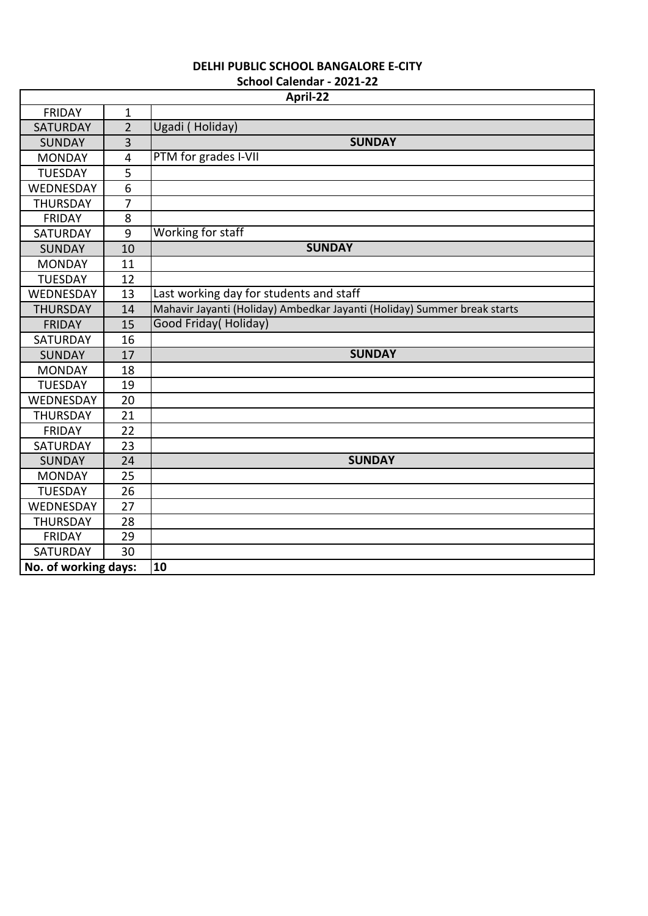**DELHI PUBLIC SCHOOL BANGALORE E-CITY**

**School Calendar - 2021-22**

| April-22 | | |
|---|---|---|
| FRIDAY | 1 | |
| SATURDAY | 2 | Ugadi ( Holiday) |
| SUNDAY | 3 | **SUNDAY** |
| MONDAY | 4 | PTM for grades I-VII |
| TUESDAY | 5 | |
| WEDNESDAY | 6 | |
| THURSDAY | 7 | |
| FRIDAY | 8 | |
| SATURDAY | 9 | Working for staff |
| SUNDAY | 10 | **SUNDAY** |
| MONDAY | 11 | |
| TUESDAY | 12 | |
| WEDNESDAY | 13 | Last working day for students and staff |
| THURSDAY | 14 | Mahavir Jayanti (Holiday) Ambedkar Jayanti (Holiday) Summer break starts |
| FRIDAY | 15 | Good Friday( Holiday) |
| SATURDAY | 16 | |
| SUNDAY | 17 | **SUNDAY** |
| MONDAY | 18 | |
| TUESDAY | 19 | |
| WEDNESDAY | 20 | |
| THURSDAY | 21 | |
| FRIDAY | 22 | |
| SATURDAY | 23 | |
| SUNDAY | 24 | **SUNDAY** |
| MONDAY | 25 | |
| TUESDAY | 26 | |
| WEDNESDAY | 27 | |
| THURSDAY | 28 | |
| FRIDAY | 29 | |
| SATURDAY | 30 | |
| **No. of working days:** | | **10** |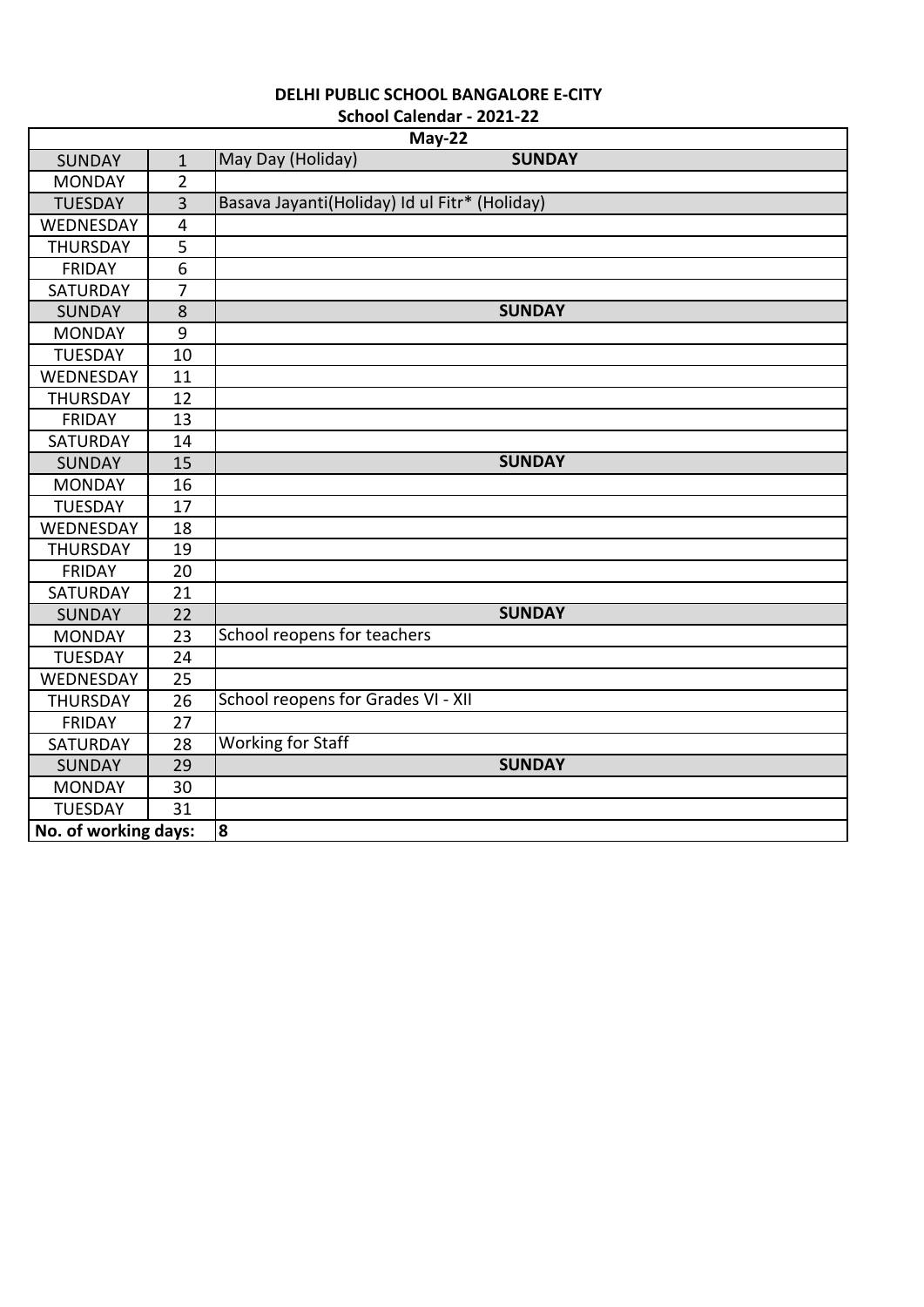**DELHI PUBLIC SCHOOL BANGALORE E-CITY**

**School Calendar - 2021-22**

| **May-22** | | |
|---|---|---|
| SUNDAY | 1 | May Day (Holiday) **SUNDAY** |
| MONDAY | 2 | |
| TUESDAY | 3 | Basava Jayanti(Holiday) Id ul Fitr* (Holiday) |
| WEDNESDAY | 4 | |
| THURSDAY | 5 | |
| FRIDAY | 6 | |
| SATURDAY | 7 | |
| SUNDAY | 8 | **SUNDAY** |
| MONDAY | 9 | |
| TUESDAY | 10 | |
| WEDNESDAY | 11 | |
| THURSDAY | 12 | |
| FRIDAY | 13 | |
| SATURDAY | 14 | |
| SUNDAY | 15 | **SUNDAY** |
| MONDAY | 16 | |
| TUESDAY | 17 | |
| WEDNESDAY | 18 | |
| THURSDAY | 19 | |
| FRIDAY | 20 | |
| SATURDAY | 21 | |
| SUNDAY | 22 | **SUNDAY** |
| MONDAY | 23 | School reopens for teachers |
| TUESDAY | 24 | |
| WEDNESDAY | 25 | |
| THURSDAY | 26 | School reopens for Grades VI - XII |
| FRIDAY | 27 | |
| SATURDAY | 28 | Working for Staff |
| SUNDAY | 29 | **SUNDAY** |
| MONDAY | 30 | |
| TUESDAY | 31 | |
| **No. of working days:** | | **8** |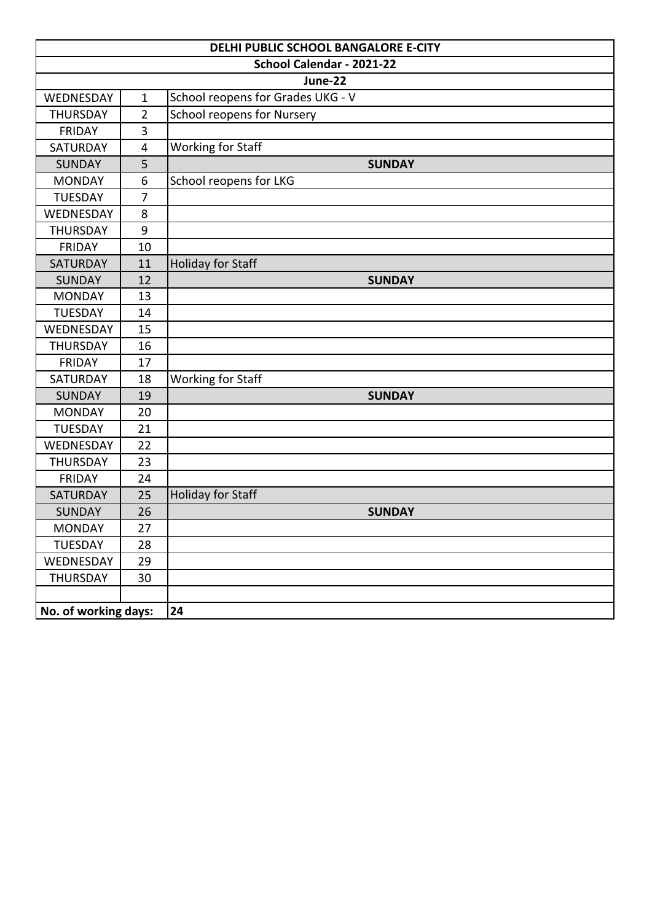| DELHI PUBLIC SCHOOL BANGALORE E-CITY | | |
|---|---|---|
| School Calendar - 2021-22 | | |
| June-22 | | |
| WEDNESDAY | 1 | School reopens for Grades UKG - V |
| THURSDAY | 2 | School reopens for Nursery |
| FRIDAY | 3 | |
| SATURDAY | 4 | Working for Staff |
| SUNDAY | 5 | **SUNDAY** |
| MONDAY | 6 | School reopens for LKG |
| TUESDAY | 7 | |
| WEDNESDAY | 8 | |
| THURSDAY | 9 | |
| FRIDAY | 10 | |
| SATURDAY | 11 | Holiday for Staff |
| SUNDAY | 12 | **SUNDAY** |
| MONDAY | 13 | |
| TUESDAY | 14 | |
| WEDNESDAY | 15 | |
| THURSDAY | 16 | |
| FRIDAY | 17 | |
| SATURDAY | 18 | Working for Staff |
| SUNDAY | 19 | **SUNDAY** |
| MONDAY | 20 | |
| TUESDAY | 21 | |
| WEDNESDAY | 22 | |
| THURSDAY | 23 | |
| FRIDAY | 24 | |
| SATURDAY | 25 | Holiday for Staff |
| SUNDAY | 26 | **SUNDAY** |
| MONDAY | 27 | |
| TUESDAY | 28 | |
| WEDNESDAY | 29 | |
| THURSDAY | 30 | |
| | | |
| **No. of working days:** | | **24** |